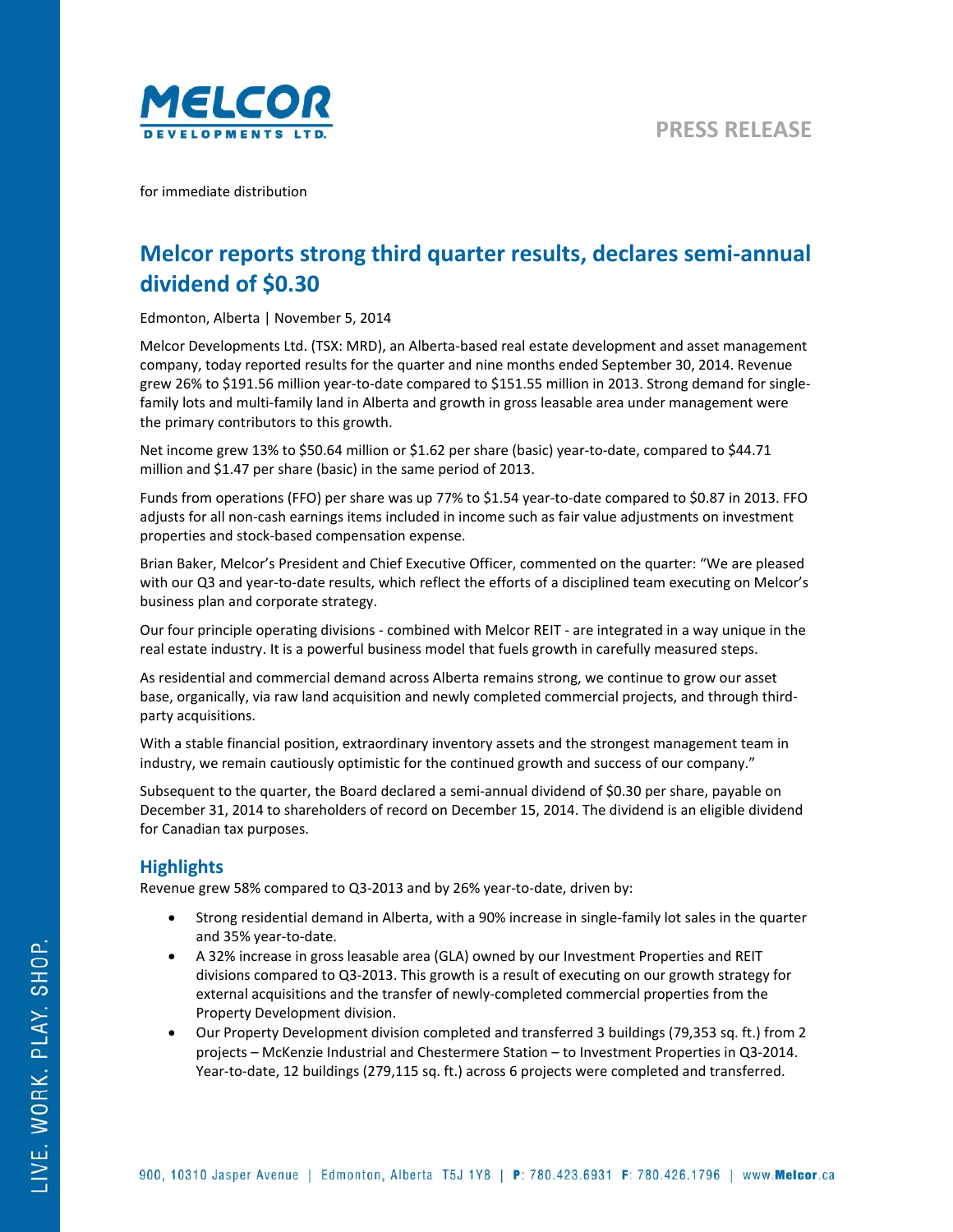MELCOR DEVELOPMENTS LTD.

PRESS RELEASE

for immediate distribution

# Melcor reports strong third quarter results, declares semi-annual dividend of $0.30

Edmonton, Alberta | November 5, 2014

Melcor Developments Ltd. (TSX: MRD), an Alberta-based real estate development and asset management company, today reported results for the quarter and nine months ended September 30, 2014. Revenue grew 26% to $191.56 million year-to-date compared to $151.55 million in 2013. Strong demand for single-family lots and multi-family land in Alberta and growth in gross leasable area under management were the primary contributors to this growth.

Net income grew 13% to $50.64 million or $1.62 per share (basic) year-to-date, compared to $44.71 million and $1.47 per share (basic) in the same period of 2013.

Funds from operations (FFO) per share was up 77% to $1.54 year-to-date compared to $0.87 in 2013. FFO adjusts for all non-cash earnings items included in income such as fair value adjustments on investment properties and stock-based compensation expense.

Brian Baker, Melcor's President and Chief Executive Officer, commented on the quarter: "We are pleased with our Q3 and year-to-date results, which reflect the efforts of a disciplined team executing on Melcor's business plan and corporate strategy.

Our four principle operating divisions - combined with Melcor REIT - are integrated in a way unique in the real estate industry. It is a powerful business model that fuels growth in carefully measured steps.

As residential and commercial demand across Alberta remains strong, we continue to grow our asset base, organically, via raw land acquisition and newly completed commercial projects, and through third-party acquisitions.

With a stable financial position, extraordinary inventory assets and the strongest management team in industry, we remain cautiously optimistic for the continued growth and success of our company."

Subsequent to the quarter, the Board declared a semi-annual dividend of $0.30 per share, payable on December 31, 2014 to shareholders of record on December 15, 2014. The dividend is an eligible dividend for Canadian tax purposes.

## Highlights

Revenue grew 58% compared to Q3-2013 and by 26% year-to-date, driven by:

- Strong residential demand in Alberta, with a 90% increase in single-family lot sales in the quarter and 35% year-to-date.
- A 32% increase in gross leasable area (GLA) owned by our Investment Properties and REIT divisions compared to Q3-2013. This growth is a result of executing on our growth strategy for external acquisitions and the transfer of newly-completed commercial properties from the Property Development division.
- Our Property Development division completed and transferred 3 buildings (79,353 sq. ft.) from 2 projects – McKenzie Industrial and Chestermere Station – to Investment Properties in Q3-2014. Year-to-date, 12 buildings (279,115 sq. ft.) across 6 projects were completed and transferred.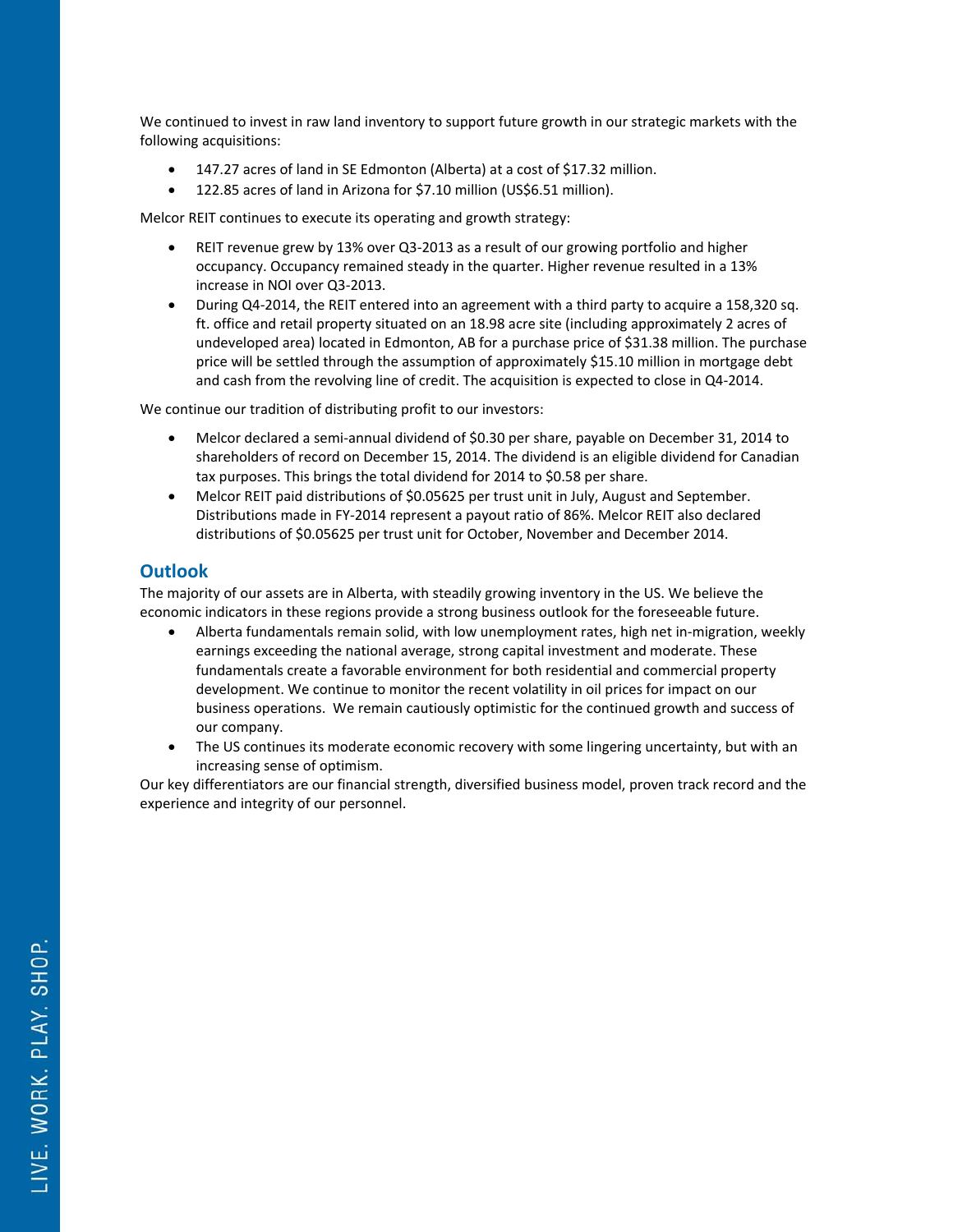We continued to invest in raw land inventory to support future growth in our strategic markets with the following acquisitions:

- 147.27 acres of land in SE Edmonton (Alberta) at a cost of $17.32 million.
- 122.85 acres of land in Arizona for $7.10 million (US$6.51 million).

Melcor REIT continues to execute its operating and growth strategy:

- REIT revenue grew by 13% over Q3-2013 as a result of our growing portfolio and higher occupancy. Occupancy remained steady in the quarter. Higher revenue resulted in a 13% increase in NOI over Q3-2013.
- During Q4-2014, the REIT entered into an agreement with a third party to acquire a 158,320 sq. ft. office and retail property situated on an 18.98 acre site (including approximately 2 acres of undeveloped area) located in Edmonton, AB for a purchase price of $31.38 million. The purchase price will be settled through the assumption of approximately $15.10 million in mortgage debt and cash from the revolving line of credit. The acquisition is expected to close in Q4-2014.

We continue our tradition of distributing profit to our investors:

- Melcor declared a semi-annual dividend of $0.30 per share, payable on December 31, 2014 to shareholders of record on December 15, 2014. The dividend is an eligible dividend for Canadian tax purposes. This brings the total dividend for 2014 to $0.58 per share.
- Melcor REIT paid distributions of $0.05625 per trust unit in July, August and September. Distributions made in FY-2014 represent a payout ratio of 86%. Melcor REIT also declared distributions of $0.05625 per trust unit for October, November and December 2014.

## Outlook

The majority of our assets are in Alberta, with steadily growing inventory in the US. We believe the economic indicators in these regions provide a strong business outlook for the foreseeable future.

- Alberta fundamentals remain solid, with low unemployment rates, high net in-migration, weekly earnings exceeding the national average, strong capital investment and moderate. These fundamentals create a favorable environment for both residential and commercial property development. We continue to monitor the recent volatility in oil prices for impact on our business operations. We remain cautiously optimistic for the continued growth and success of our company.
- The US continues its moderate economic recovery with some lingering uncertainty, but with an increasing sense of optimism.

Our key differentiators are our financial strength, diversified business model, proven track record and the experience and integrity of our personnel.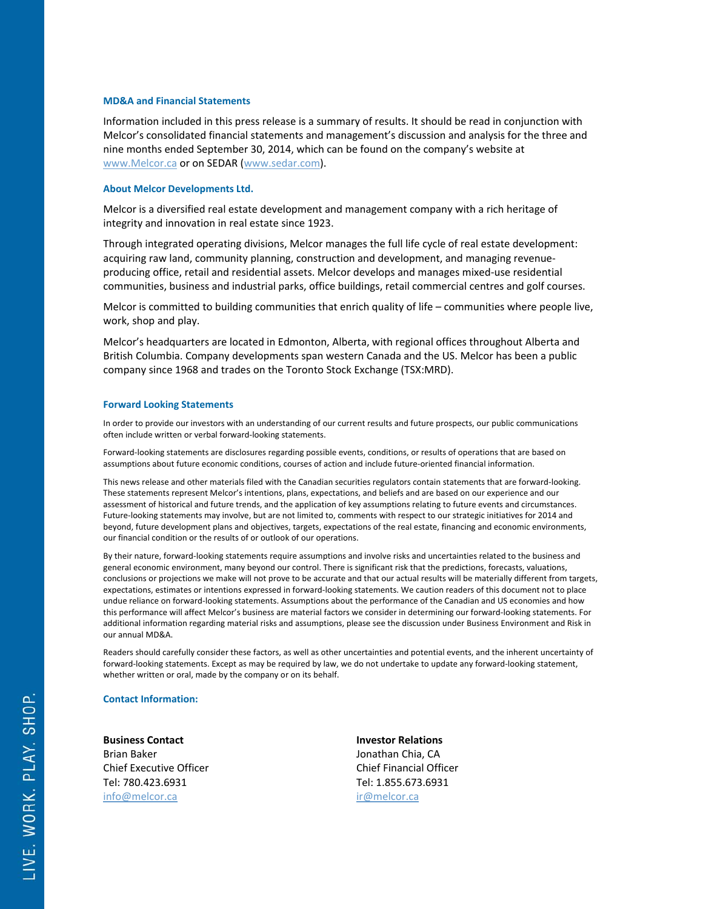### MD&A and Financial Statements

Information included in this press release is a summary of results. It should be read in conjunction with Melcor's consolidated financial statements and management's discussion and analysis for the three and nine months ended September 30, 2014, which can be found on the company's website at www.Melcor.ca or on SEDAR (www.sedar.com).

### About Melcor Developments Ltd.

Melcor is a diversified real estate development and management company with a rich heritage of integrity and innovation in real estate since 1923.

Through integrated operating divisions, Melcor manages the full life cycle of real estate development: acquiring raw land, community planning, construction and development, and managing revenue-producing office, retail and residential assets. Melcor develops and manages mixed-use residential communities, business and industrial parks, office buildings, retail commercial centres and golf courses.

Melcor is committed to building communities that enrich quality of life – communities where people live, work, shop and play.

Melcor's headquarters are located in Edmonton, Alberta, with regional offices throughout Alberta and British Columbia. Company developments span western Canada and the US. Melcor has been a public company since 1968 and trades on the Toronto Stock Exchange (TSX:MRD).

### Forward Looking Statements

In order to provide our investors with an understanding of our current results and future prospects, our public communications often include written or verbal forward-looking statements.

Forward-looking statements are disclosures regarding possible events, conditions, or results of operations that are based on assumptions about future economic conditions, courses of action and include future-oriented financial information.

This news release and other materials filed with the Canadian securities regulators contain statements that are forward-looking. These statements represent Melcor's intentions, plans, expectations, and beliefs and are based on our experience and our assessment of historical and future trends, and the application of key assumptions relating to future events and circumstances. Future-looking statements may involve, but are not limited to, comments with respect to our strategic initiatives for 2014 and beyond, future development plans and objectives, targets, expectations of the real estate, financing and economic environments, our financial condition or the results of or outlook of our operations.

By their nature, forward-looking statements require assumptions and involve risks and uncertainties related to the business and general economic environment, many beyond our control. There is significant risk that the predictions, forecasts, valuations, conclusions or projections we make will not prove to be accurate and that our actual results will be materially different from targets, expectations, estimates or intentions expressed in forward-looking statements. We caution readers of this document not to place undue reliance on forward-looking statements. Assumptions about the performance of the Canadian and US economies and how this performance will affect Melcor's business are material factors we consider in determining our forward-looking statements. For additional information regarding material risks and assumptions, please see the discussion under Business Environment and Risk in our annual MD&A.

Readers should carefully consider these factors, as well as other uncertainties and potential events, and the inherent uncertainty of forward-looking statements. Except as may be required by law, we do not undertake to update any forward-looking statement, whether written or oral, made by the company or on its behalf.

### Contact Information:

**Business Contact**
Brian Baker
Chief Executive Officer
Tel: 780.423.6931
info@melcor.ca

**Investor Relations**
Jonathan Chia, CA
Chief Financial Officer
Tel: 1.855.673.6931
ir@melcor.ca